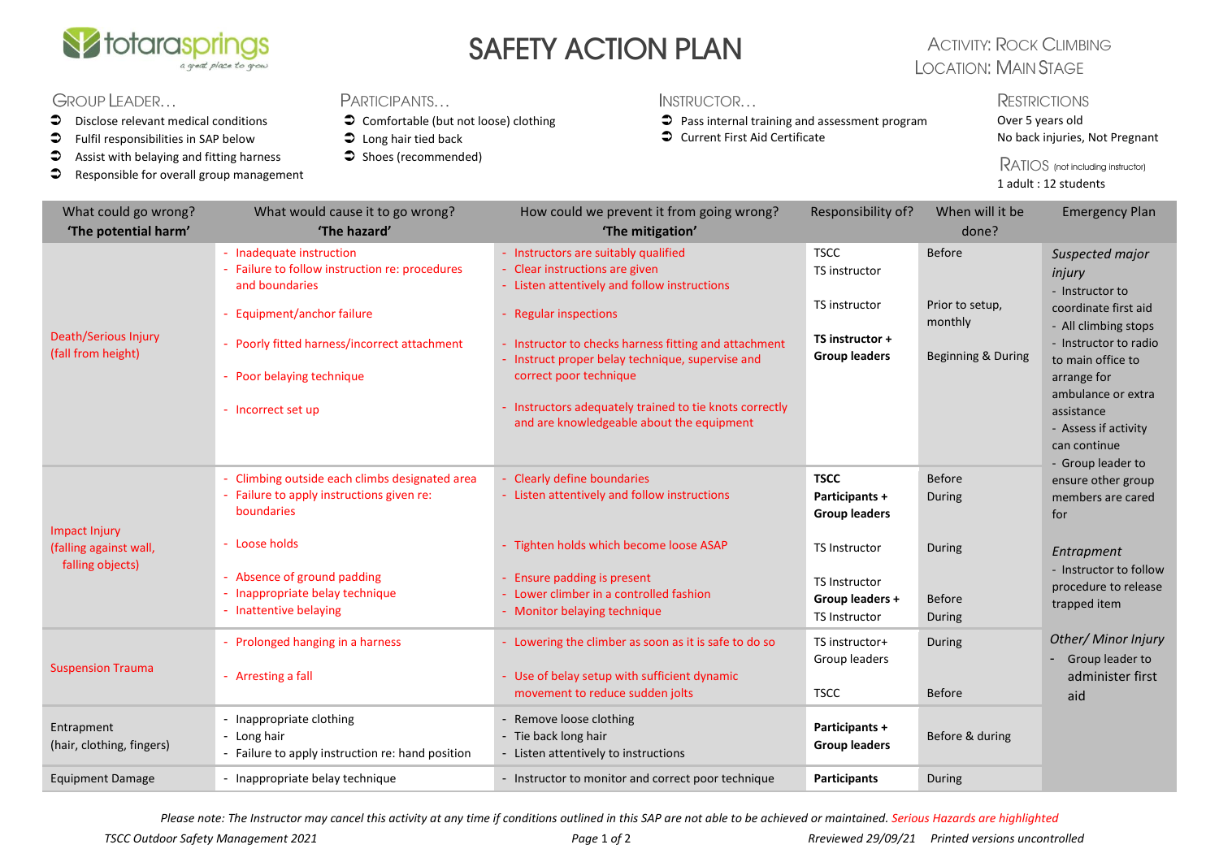# SAFETY ACTION PLAN

ACTIVITY: ROCK CLIMBING
LOCATION: MAIN STAGE

**GROUP LEADER…**

- Disclose relevant medical conditions
- Fulfil responsibilities in SAP below
- Assist with belaying and fitting harness
- Responsible for overall group management

**PARTICIPANTS…**

- Comfortable (but not loose) clothing
- Long hair tied back
- Shoes (recommended)

**INSTRUCTOR…**

- Pass internal training and assessment program
- Current First Aid Certificate

**RESTRICTIONS**

Over 5 years old
No back injuries, Not Pregnant

**RATIOS** (not including instructor)

1 adult : 12 students

| What could go wrong? **'The potential harm'** | What would cause it to go wrong? **'The hazard'** | How could we prevent it from going wrong? **'The mitigation'** | Responsibility of? | When will it be done? | Emergency Plan |
|---|---|---|---|---|---|
| Death/Serious Injury (fall from height) | - Inadequate instruction<br>- Failure to follow instruction re: procedures and boundaries<br><br>- Equipment/anchor failure<br><br>- Poorly fitted harness/incorrect attachment<br><br>- Poor belaying technique<br><br>- Incorrect set up | - Instructors are suitably qualified<br>- Clear instructions are given<br>- Listen attentively and follow instructions<br><br>- Regular inspections<br><br>- Instructor to checks harness fitting and attachment<br>- Instruct proper belay technique, supervise and correct poor technique<br><br>- Instructors adequately trained to tie knots correctly and are knowledgeable about the equipment | TSCC<br>TS instructor<br><br>TS instructor<br><br>**TS instructor + Group leaders** | Before<br><br><br>Prior to setup, monthly<br><br>Beginning & During | *Suspected major injury*<br>- Instructor to coordinate first aid<br>- All climbing stops<br>- Instructor to radio to main office to arrange for ambulance or extra assistance<br>- Assess if activity can continue<br>- Group leader to ensure other group members are cared for<br><br>*Entrapment*<br>- Instructor to follow procedure to release trapped item<br><br>*Other/ Minor Injury*<br>- Group leader to administer first aid |
| Impact Injury (falling against wall, falling objects) | - Climbing outside each climbs designated area<br>- Failure to apply instructions given re: boundaries<br><br>- Loose holds<br><br>- Absence of ground padding<br>- Inappropriate belay technique<br>- Inattentive belaying | - Clearly define boundaries<br>- Listen attentively and follow instructions<br><br>- Tighten holds which become loose ASAP<br><br>- Ensure padding is present<br>- Lower climber in a controlled fashion<br>- Monitor belaying technique | **TSCC**<br>**Participants + Group leaders**<br><br>TS Instructor<br><br>TS Instructor<br>**Group leaders +**<br>TS Instructor | Before<br>During<br><br>During<br><br><br>Before<br>During | |
| Suspension Trauma | - Prolonged hanging in a harness<br><br>- Arresting a fall | - Lowering the climber as soon as it is safe to do so<br><br>- Use of belay setup with sufficient dynamic movement to reduce sudden jolts | TS instructor+ Group leaders<br><br>TSCC | During<br><br><br>Before | |
| Entrapment (hair, clothing, fingers) | - Inappropriate clothing<br>- Long hair<br>- Failure to apply instruction re: hand position | - Remove loose clothing<br>- Tie back long hair<br>- Listen attentively to instructions | **Participants + Group leaders** | Before & during | |
| Equipment Damage | - Inappropriate belay technique | - Instructor to monitor and correct poor technique | **Participants** | During | |

*Please note: The Instructor may cancel this activity at any time if conditions outlined in this SAP are not able to be achieved or maintained. Serious Hazards are highlighted*

*TSCC Outdoor Safety Management 2021* *Reviewed 29/09/21 Printed versions uncontrolled*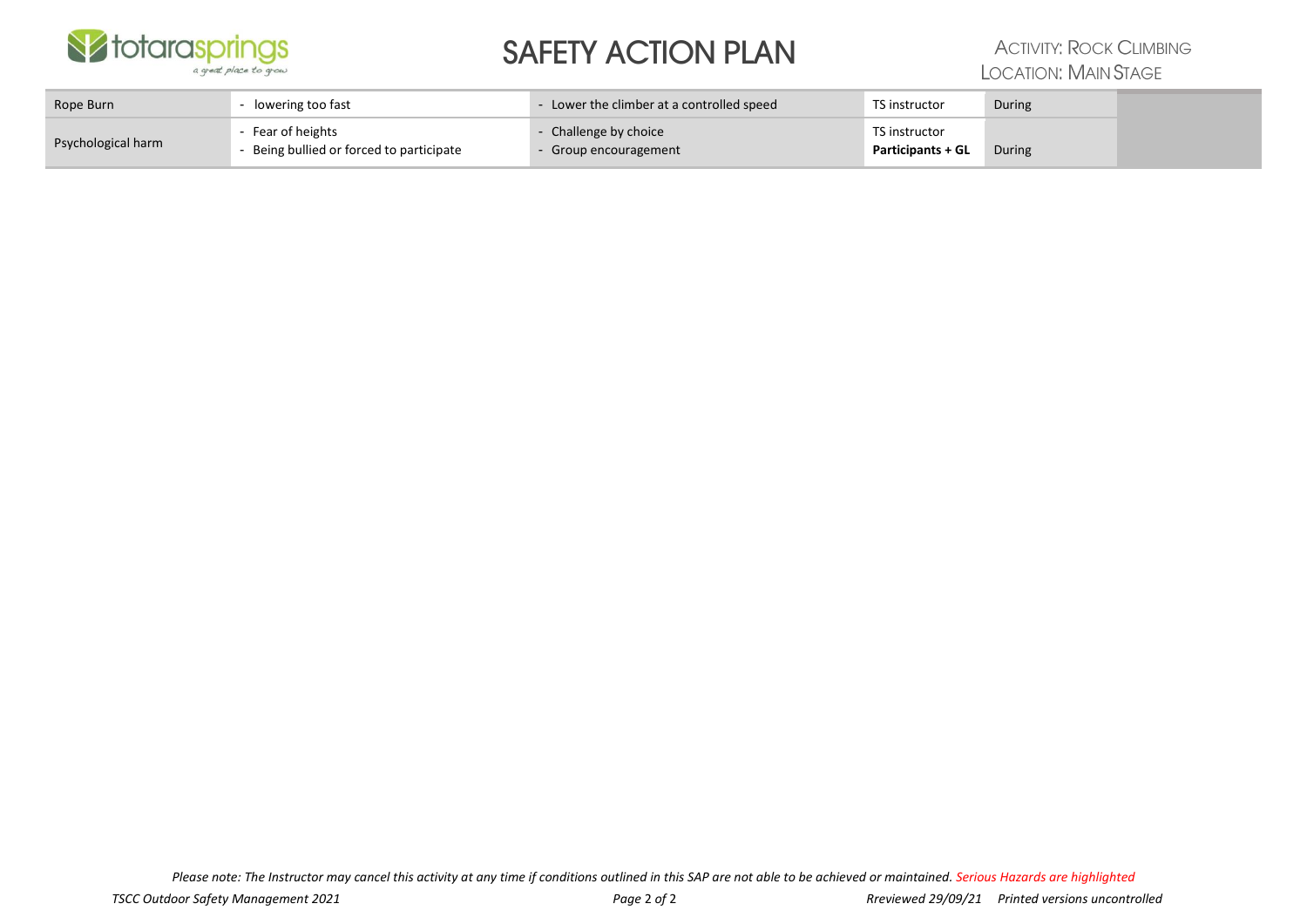# SAFETY ACTION PLAN

ACTIVITY: ROCK CLIMBING
LOCATION: MAIN STAGE

| | | | | | |
|---|---|---|---|---|---|
| Rope Burn | - lowering too fast | - Lower the climber at a controlled speed | TS instructor | During | |
| Psychological harm | - Fear of heights<br>- Being bullied or forced to participate | - Challenge by choice<br>- Group encouragement | TS instructor<br>**Participants + GL** | During | |

*Please note: The Instructor may cancel this activity at any time if conditions outlined in this SAP are not able to be achieved or maintained. Serious Hazards are highlighted*

*TSCC Outdoor Safety Management 2021*

*Rreviewed 29/09/21 Printed versions uncontrolled*